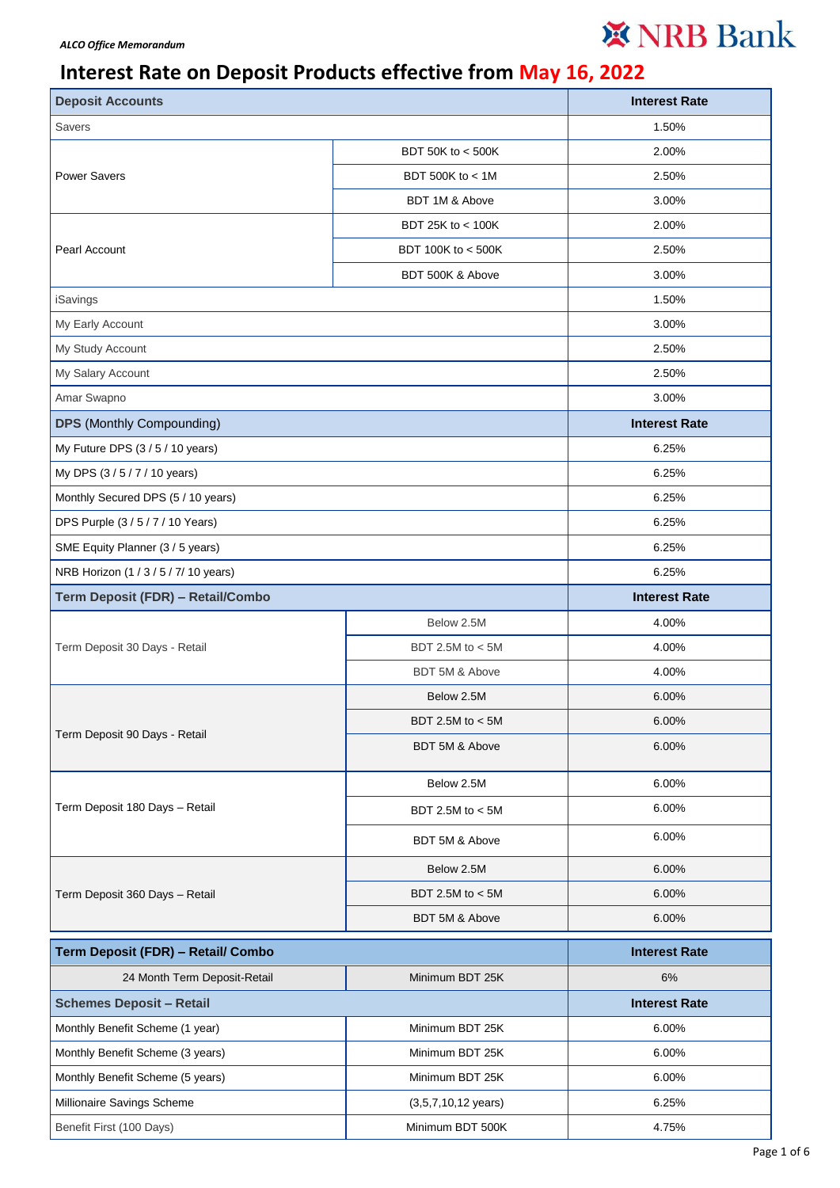*ALCO Office Memorandum*

NRB Bank

# Interest Rate on Deposit Products effective from May 16, 2022

| Deposit Accounts | | Interest Rate |
|---|---|---|
| Savers | | 1.50% |
| Power Savers | BDT 50K to < 500K | 2.00% |
| | BDT 500K to < 1M | 2.50% |
| | BDT 1M & Above | 3.00% |
| Pearl Account | BDT 25K to < 100K | 2.00% |
| | BDT 100K to < 500K | 2.50% |
| | BDT 500K & Above | 3.00% |
| iSavings | | 1.50% |
| My Early Account | | 3.00% |
| My Study Account | | 2.50% |
| My Salary Account | | 2.50% |
| Amar Swapno | | 3.00% |
| **DPS** (Monthly Compounding) | | **Interest Rate** |
| My Future DPS (3 / 5 / 10 years) | | 6.25% |
| My DPS (3 / 5 / 7 / 10 years) | | 6.25% |
| Monthly Secured DPS (5 / 10 years) | | 6.25% |
| DPS Purple (3 / 5 / 7 / 10 Years) | | 6.25% |
| SME Equity Planner (3 / 5 years) | | 6.25% |
| NRB Horizon (1 / 3 / 5 / 7/ 10 years) | | 6.25% |
| **Term Deposit (FDR) – Retail/Combo** | | **Interest Rate** |
| Term Deposit 30 Days - Retail | Below 2.5M | 4.00% |
| | BDT 2.5M to < 5M | 4.00% |
| | BDT 5M & Above | 4.00% |
| Term Deposit 90 Days - Retail | Below 2.5M | 6.00% |
| | BDT 2.5M to < 5M | 6.00% |
| | BDT 5M & Above | 6.00% |
| Term Deposit 180 Days – Retail | Below 2.5M | 6.00% |
| | BDT 2.5M to < 5M | 6.00% |
| | BDT 5M & Above | 6.00% |
| Term Deposit 360 Days – Retail | Below 2.5M | 6.00% |
| | BDT 2.5M to < 5M | 6.00% |
| | BDT 5M & Above | 6.00% |

| Term Deposit (FDR) – Retail/ Combo | | Interest Rate |
|---|---|---|
| 24 Month Term Deposit-Retail | Minimum BDT 25K | 6% |
| **Schemes Deposit – Retail** | | **Interest Rate** |
| Monthly Benefit Scheme (1 year) | Minimum BDT 25K | 6.00% |
| Monthly Benefit Scheme (3 years) | Minimum BDT 25K | 6.00% |
| Monthly Benefit Scheme (5 years) | Minimum BDT 25K | 6.00% |
| Millionaire Savings Scheme | (3,5,7,10,12 years) | 6.25% |
| Benefit First (100 Days) | Minimum BDT 500K | 4.75% |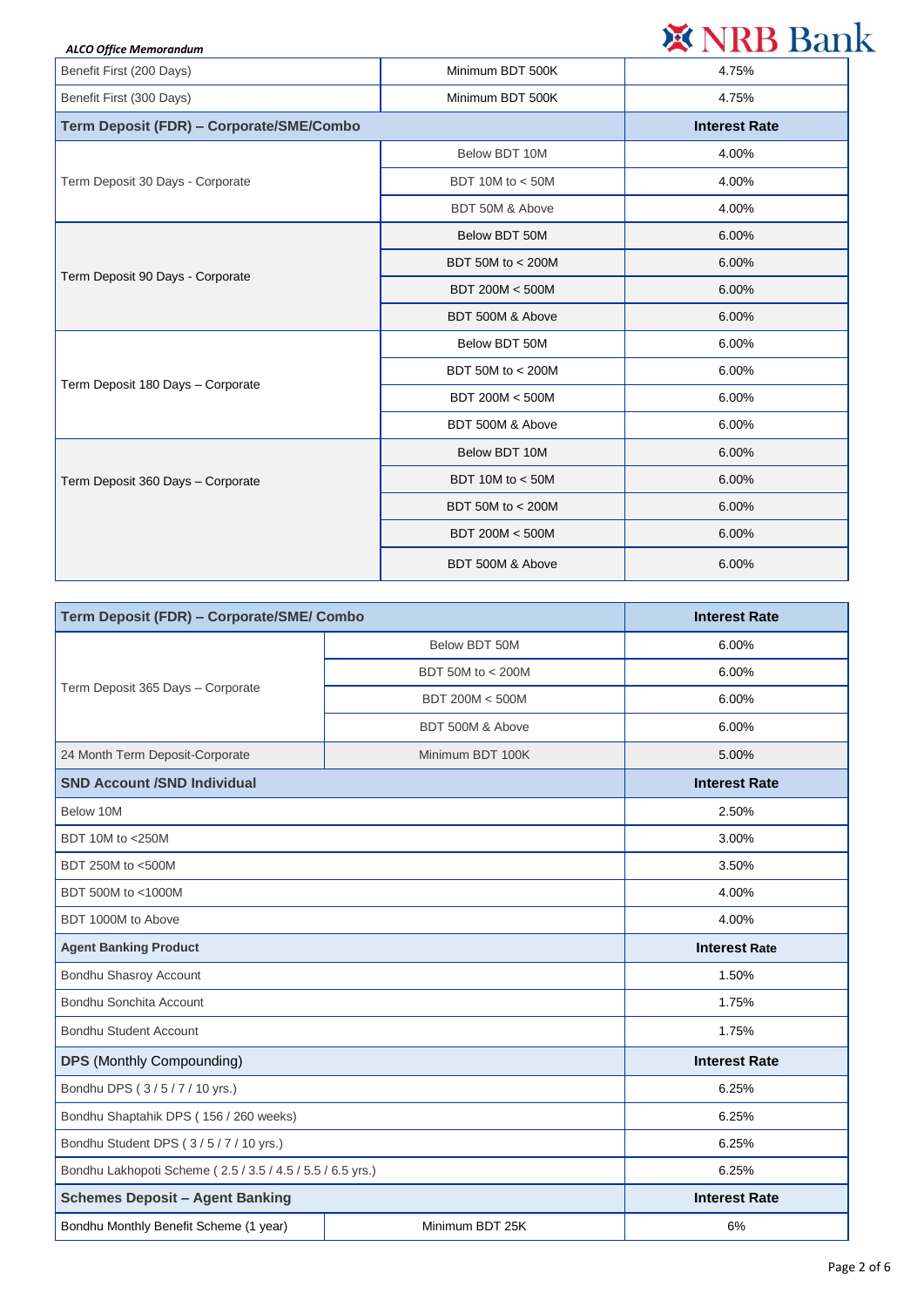| Benefit First (200 Days) | Minimum BDT 500K | 4.75% |
|---|---|---|
| Benefit First (300 Days) | Minimum BDT 500K | 4.75% |
| **Term Deposit (FDR) – Corporate/SME/Combo** | | **Interest Rate** |
| Term Deposit 30 Days - Corporate | Below BDT 10M | 4.00% |
| | BDT 10M to < 50M | 4.00% |
| | BDT 50M & Above | 4.00% |
| Term Deposit 90 Days - Corporate | Below BDT 50M | 6.00% |
| | BDT 50M to < 200M | 6.00% |
| | BDT 200M < 500M | 6.00% |
| | BDT 500M & Above | 6.00% |
| Term Deposit 180 Days – Corporate | Below BDT 50M | 6.00% |
| | BDT 50M to < 200M | 6.00% |
| | BDT 200M < 500M | 6.00% |
| | BDT 500M & Above | 6.00% |
| Term Deposit 360 Days – Corporate | Below BDT 10M | 6.00% |
| | BDT 10M to < 50M | 6.00% |
| | BDT 50M to < 200M | 6.00% |
| | BDT 200M < 500M | 6.00% |
| | BDT 500M & Above | 6.00% |

| **Term Deposit (FDR) – Corporate/SME/ Combo** | | **Interest Rate** |
|---|---|---|
| Term Deposit 365 Days – Corporate | Below BDT 50M | 6.00% |
| | BDT 50M to < 200M | 6.00% |
| | BDT 200M < 500M | 6.00% |
| | BDT 500M & Above | 6.00% |
| 24 Month Term Deposit-Corporate | Minimum BDT 100K | 5.00% |
| **SND Account /SND Individual** | | **Interest Rate** |
| Below 10M | | 2.50% |
| BDT 10M to <250M | | 3.00% |
| BDT 250M to <500M | | 3.50% |
| BDT 500M to <1000M | | 4.00% |
| BDT 1000M to Above | | 4.00% |
| **Agent Banking Product** | | **Interest Rate** |
| Bondhu Shasroy Account | | 1.50% |
| Bondhu Sonchita Account | | 1.75% |
| Bondhu Student Account | | 1.75% |
| **DPS** (Monthly Compounding) | | **Interest Rate** |
| Bondhu DPS ( 3 / 5 / 7 / 10 yrs.) | | 6.25% |
| Bondhu Shaptahik DPS ( 156 / 260 weeks) | | 6.25% |
| Bondhu Student DPS ( 3 / 5 / 7 / 10 yrs.) | | 6.25% |
| Bondhu Lakhopoti Scheme ( 2.5 / 3.5 / 4.5 / 5.5 / 6.5 yrs.) | | 6.25% |
| **Schemes Deposit – Agent Banking** | | **Interest Rate** |
| Bondhu Monthly Benefit Scheme (1 year) | Minimum BDT 25K | 6% |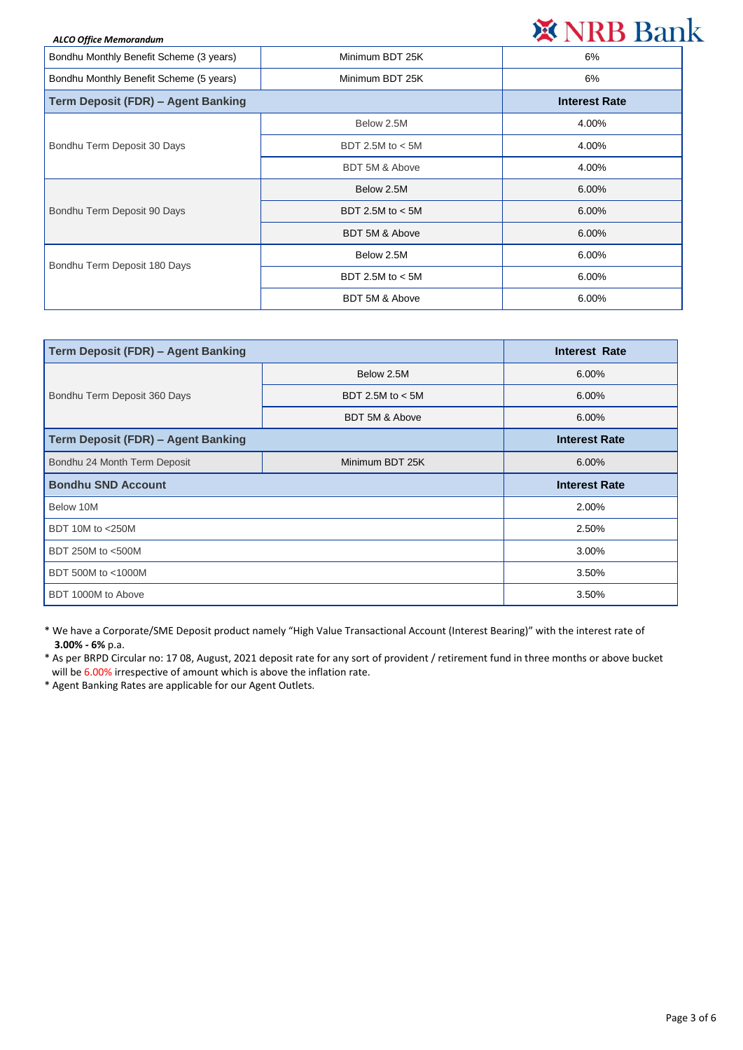| | | |
|---|---|---|
| Bondhu Monthly Benefit Scheme (3 years) | Minimum BDT 25K | 6% |
| Bondhu Monthly Benefit Scheme (5 years) | Minimum BDT 25K | 6% |
| **Term Deposit (FDR) – Agent Banking** | | **Interest Rate** |
| Bondhu Term Deposit 30 Days | Below 2.5M | 4.00% |
| | BDT 2.5M to < 5M | 4.00% |
| | BDT 5M & Above | 4.00% |
| Bondhu Term Deposit 90 Days | Below 2.5M | 6.00% |
| | BDT 2.5M to < 5M | 6.00% |
| | BDT 5M & Above | 6.00% |
| Bondhu Term Deposit 180 Days | Below 2.5M | 6.00% |
| | BDT 2.5M to < 5M | 6.00% |
| | BDT 5M & Above | 6.00% |

| **Term Deposit (FDR) – Agent Banking** | | **Interest Rate** |
|---|---|---|
| Bondhu Term Deposit 360 Days | Below 2.5M | 6.00% |
| | BDT 2.5M to < 5M | 6.00% |
| | BDT 5M & Above | 6.00% |
| **Term Deposit (FDR) – Agent Banking** | | **Interest Rate** |
| Bondhu 24 Month Term Deposit | Minimum BDT 25K | 6.00% |
| **Bondhu SND Account** | | **Interest Rate** |
| Below 10M | | 2.00% |
| BDT 10M to <250M | | 2.50% |
| BDT 250M to <500M | | 3.00% |
| BDT 500M to <1000M | | 3.50% |
| BDT 1000M to Above | | 3.50% |

* We have a Corporate/SME Deposit product namely "High Value Transactional Account (Interest Bearing)" with the interest rate of **3.00% - 6%** p.a.
* As per BRPD Circular no: 17 08, August, 2021 deposit rate for any sort of provident / retirement fund in three months or above bucket will be 6.00% irrespective of amount which is above the inflation rate.
* Agent Banking Rates are applicable for our Agent Outlets.